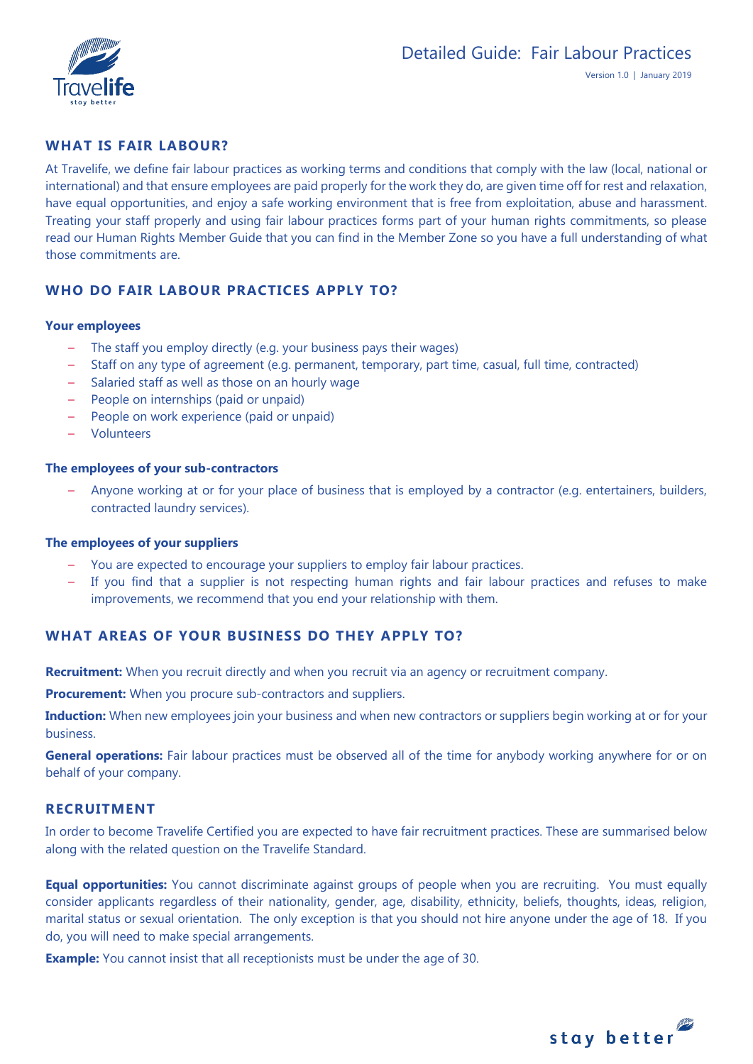# Detailed Guide: Fair Labour Practices

Version 1.0 | January 2019

## WHAT IS FAIR LABOUR?

At Travelife, we define fair labour practices as working terms and conditions that comply with the law (local, national or international) and that ensure employees are paid properly for the work they do, are given time off for rest and relaxation, have equal opportunities, and enjoy a safe working environment that is free from exploitation, abuse and harassment. Treating your staff properly and using fair labour practices forms part of your human rights commitments, so please read our Human Rights Member Guide that you can find in the Member Zone so you have a full understanding of what those commitments are.

## WHO DO FAIR LABOUR PRACTICES APPLY TO?

**Your employees**

- The staff you employ directly (e.g. your business pays their wages)
- Staff on any type of agreement (e.g. permanent, temporary, part time, casual, full time, contracted)
- Salaried staff as well as those on an hourly wage
- People on internships (paid or unpaid)
- People on work experience (paid or unpaid)
- Volunteers

**The employees of your sub-contractors**

- Anyone working at or for your place of business that is employed by a contractor (e.g. entertainers, builders, contracted laundry services).

**The employees of your suppliers**

- You are expected to encourage your suppliers to employ fair labour practices.
- If you find that a supplier is not respecting human rights and fair labour practices and refuses to make improvements, we recommend that you end your relationship with them.

## WHAT AREAS OF YOUR BUSINESS DO THEY APPLY TO?

**Recruitment:** When you recruit directly and when you recruit via an agency or recruitment company.

**Procurement:** When you procure sub-contractors and suppliers.

**Induction:** When new employees join your business and when new contractors or suppliers begin working at or for your business.

**General operations:** Fair labour practices must be observed all of the time for anybody working anywhere for or on behalf of your company.

## RECRUITMENT

In order to become Travelife Certified you are expected to have fair recruitment practices. These are summarised below along with the related question on the Travelife Standard.

**Equal opportunities:** You cannot discriminate against groups of people when you are recruiting. You must equally consider applicants regardless of their nationality, gender, age, disability, ethnicity, beliefs, thoughts, ideas, religion, marital status or sexual orientation. The only exception is that you should not hire anyone under the age of 18. If you do, you will need to make special arrangements.

**Example:** You cannot insist that all receptionists must be under the age of 30.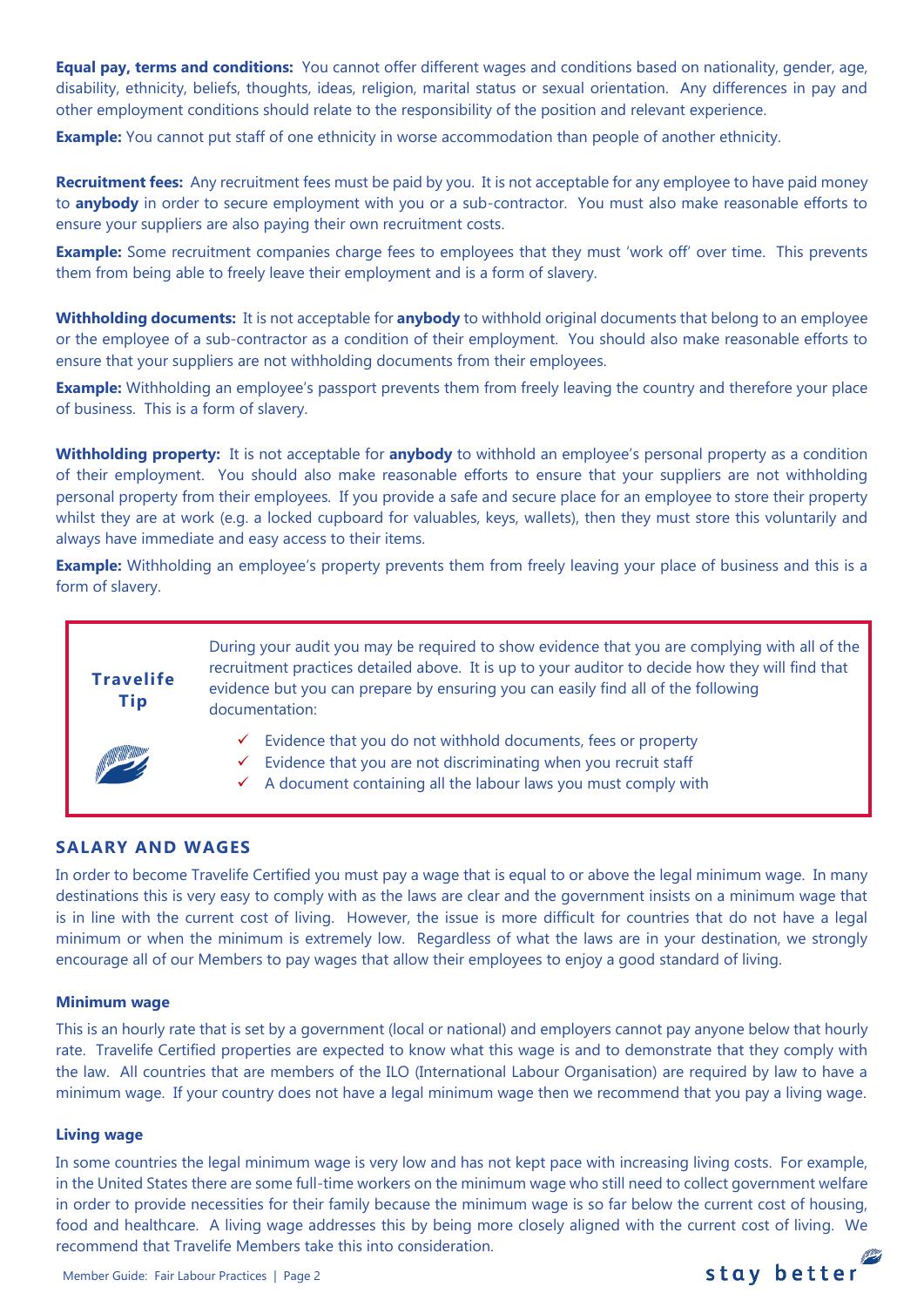**Equal pay, terms and conditions:** You cannot offer different wages and conditions based on nationality, gender, age, disability, ethnicity, beliefs, thoughts, ideas, religion, marital status or sexual orientation. Any differences in pay and other employment conditions should relate to the responsibility of the position and relevant experience.

**Example:** You cannot put staff of one ethnicity in worse accommodation than people of another ethnicity.

**Recruitment fees:** Any recruitment fees must be paid by you. It is not acceptable for any employee to have paid money to **anybody** in order to secure employment with you or a sub-contractor. You must also make reasonable efforts to ensure your suppliers are also paying their own recruitment costs.

**Example:** Some recruitment companies charge fees to employees that they must 'work off' over time. This prevents them from being able to freely leave their employment and is a form of slavery.

**Withholding documents:** It is not acceptable for **anybody** to withhold original documents that belong to an employee or the employee of a sub-contractor as a condition of their employment. You should also make reasonable efforts to ensure that your suppliers are not withholding documents from their employees.

**Example:** Withholding an employee's passport prevents them from freely leaving the country and therefore your place of business. This is a form of slavery.

**Withholding property:** It is not acceptable for **anybody** to withhold an employee's personal property as a condition of their employment. You should also make reasonable efforts to ensure that your suppliers are not withholding personal property from their employees. If you provide a safe and secure place for an employee to store their property whilst they are at work (e.g. a locked cupboard for valuables, keys, wallets), then they must store this voluntarily and always have immediate and easy access to their items.

**Example:** Withholding an employee's property prevents them from freely leaving your place of business and this is a form of slavery.

**Travelife Tip**

During your audit you may be required to show evidence that you are complying with all of the recruitment practices detailed above. It is up to your auditor to decide how they will find that evidence but you can prepare by ensuring you can easily find all of the following documentation:

- ✓ Evidence that you do not withhold documents, fees or property
- ✓ Evidence that you are not discriminating when you recruit staff
- ✓ A document containing all the labour laws you must comply with

## SALARY AND WAGES

In order to become Travelife Certified you must pay a wage that is equal to or above the legal minimum wage. In many destinations this is very easy to comply with as the laws are clear and the government insists on a minimum wage that is in line with the current cost of living. However, the issue is more difficult for countries that do not have a legal minimum or when the minimum is extremely low. Regardless of what the laws are in your destination, we strongly encourage all of our Members to pay wages that allow their employees to enjoy a good standard of living.

### Minimum wage

This is an hourly rate that is set by a government (local or national) and employers cannot pay anyone below that hourly rate. Travelife Certified properties are expected to know what this wage is and to demonstrate that they comply with the law. All countries that are members of the ILO (International Labour Organisation) are required by law to have a minimum wage. If your country does not have a legal minimum wage then we recommend that you pay a living wage.

### Living wage

In some countries the legal minimum wage is very low and has not kept pace with increasing living costs. For example, in the United States there are some full-time workers on the minimum wage who still need to collect government welfare in order to provide necessities for their family because the minimum wage is so far below the current cost of housing, food and healthcare. A living wage addresses this by being more closely aligned with the current cost of living. We recommend that Travelife Members take this into consideration.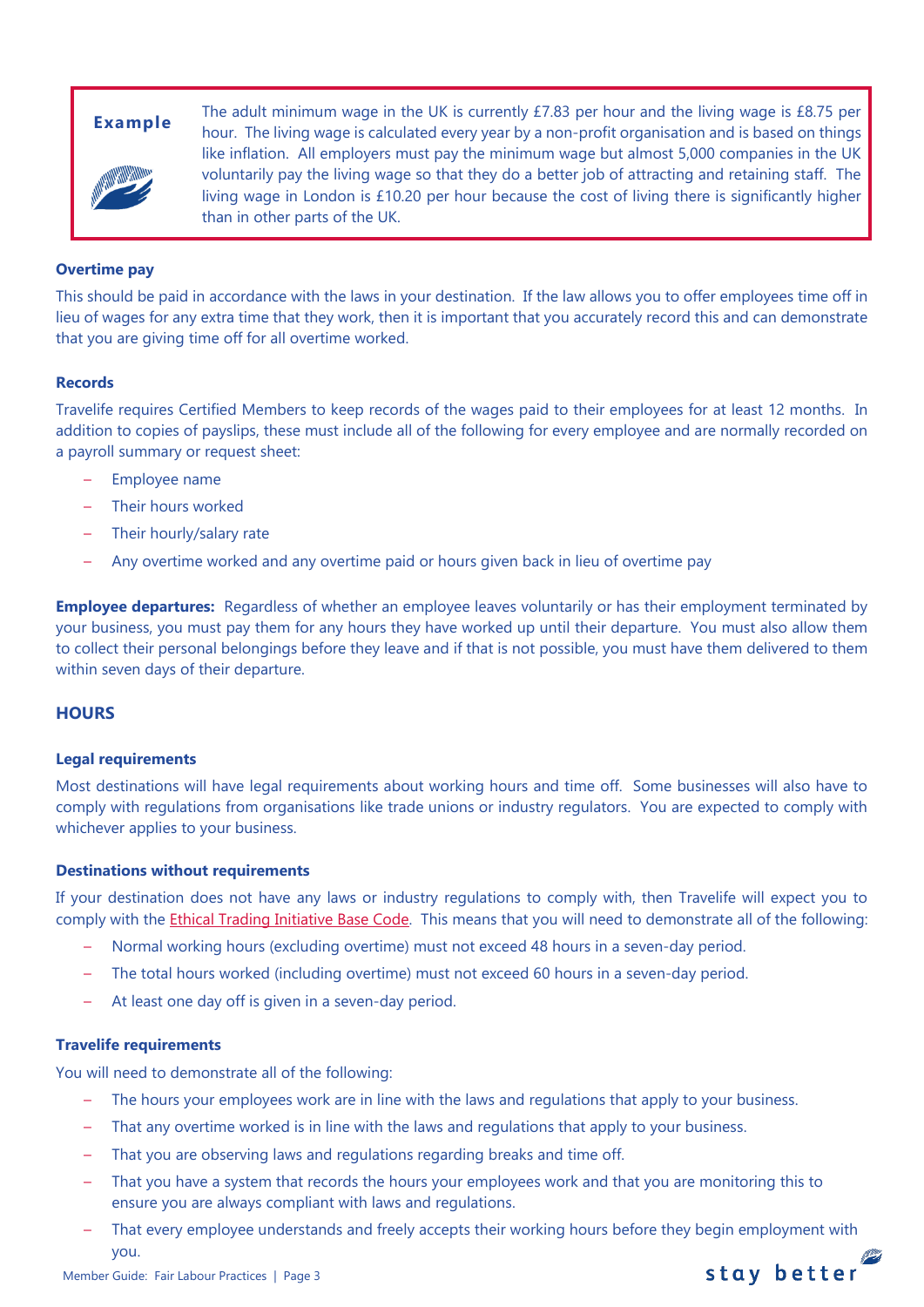> **Example**
>
> The adult minimum wage in the UK is currently £7.83 per hour and the living wage is £8.75 per hour. The living wage is calculated every year by a non-profit organisation and is based on things like inflation. All employers must pay the minimum wage but almost 5,000 companies in the UK voluntarily pay the living wage so that they do a better job of attracting and retaining staff. The living wage in London is £10.20 per hour because the cost of living there is significantly higher than in other parts of the UK.

#### Overtime pay

This should be paid in accordance with the laws in your destination. If the law allows you to offer employees time off in lieu of wages for any extra time that they work, then it is important that you accurately record this and can demonstrate that you are giving time off for all overtime worked.

#### Records

Travelife requires Certified Members to keep records of the wages paid to their employees for at least 12 months. In addition to copies of payslips, these must include all of the following for every employee and are normally recorded on a payroll summary or request sheet:

- Employee name
- Their hours worked
- Their hourly/salary rate
- Any overtime worked and any overtime paid or hours given back in lieu of overtime pay

**Employee departures:** Regardless of whether an employee leaves voluntarily or has their employment terminated by your business, you must pay them for any hours they have worked up until their departure. You must also allow them to collect their personal belongings before they leave and if that is not possible, you must have them delivered to them within seven days of their departure.

### HOURS

#### Legal requirements

Most destinations will have legal requirements about working hours and time off. Some businesses will also have to comply with regulations from organisations like trade unions or industry regulators. You are expected to comply with whichever applies to your business.

#### Destinations without requirements

If your destination does not have any laws or industry regulations to comply with, then Travelife will expect you to comply with the Ethical Trading Initiative Base Code. This means that you will need to demonstrate all of the following:

- Normal working hours (excluding overtime) must not exceed 48 hours in a seven-day period.
- The total hours worked (including overtime) must not exceed 60 hours in a seven-day period.
- At least one day off is given in a seven-day period.

#### Travelife requirements

You will need to demonstrate all of the following:

- The hours your employees work are in line with the laws and regulations that apply to your business.
- That any overtime worked is in line with the laws and regulations that apply to your business.
- That you are observing laws and regulations regarding breaks and time off.
- That you have a system that records the hours your employees work and that you are monitoring this to ensure you are always compliant with laws and regulations.
- That every employee understands and freely accepts their working hours before they begin employment with you.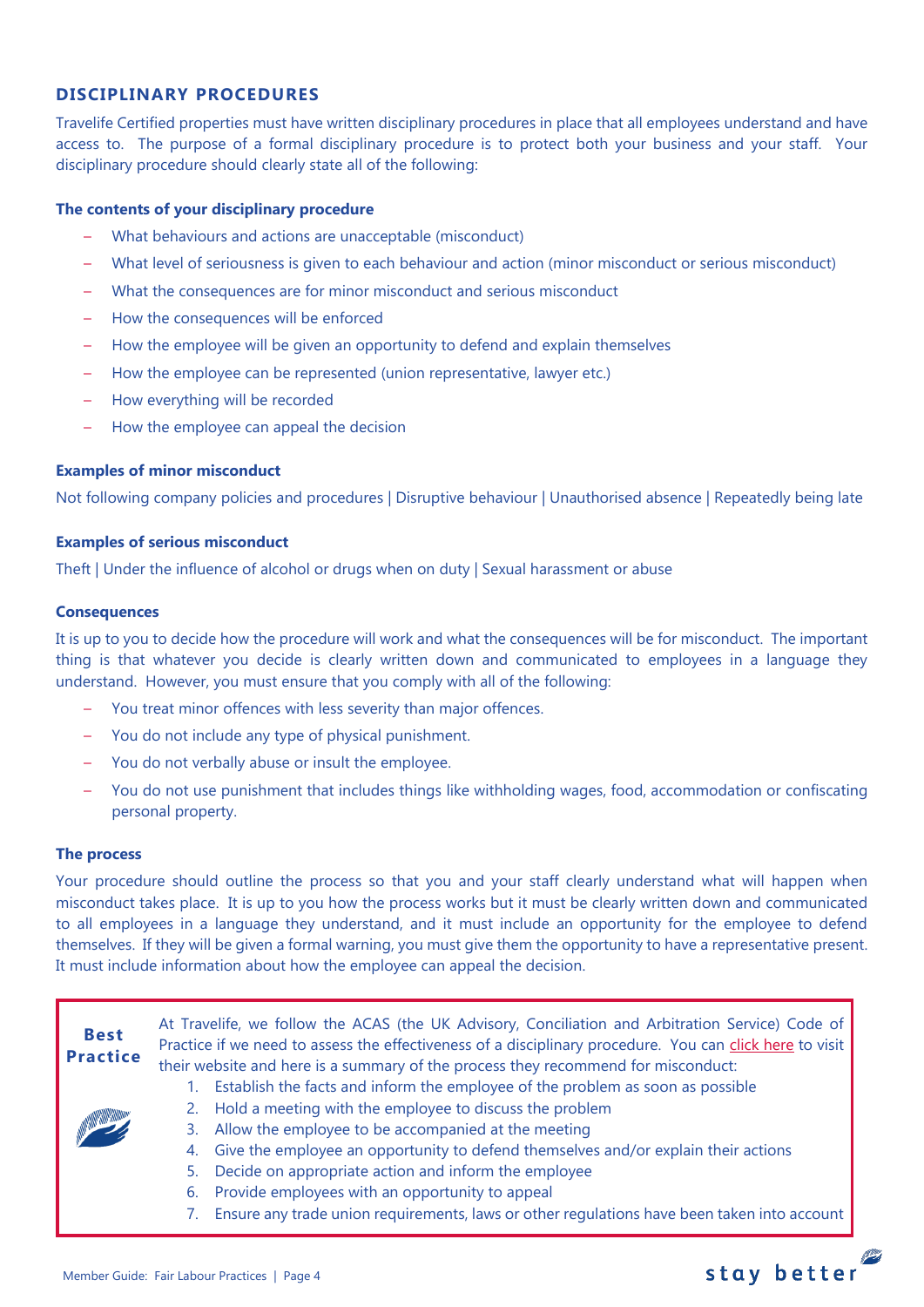## DISCIPLINARY PROCEDURES

Travelife Certified properties must have written disciplinary procedures in place that all employees understand and have access to. The purpose of a formal disciplinary procedure is to protect both your business and your staff. Your disciplinary procedure should clearly state all of the following:

**The contents of your disciplinary procedure**

- What behaviours and actions are unacceptable (misconduct)
- What level of seriousness is given to each behaviour and action (minor misconduct or serious misconduct)
- What the consequences are for minor misconduct and serious misconduct
- How the consequences will be enforced
- How the employee will be given an opportunity to defend and explain themselves
- How the employee can be represented (union representative, lawyer etc.)
- How everything will be recorded
- How the employee can appeal the decision

**Examples of minor misconduct**

Not following company policies and procedures | Disruptive behaviour | Unauthorised absence | Repeatedly being late

**Examples of serious misconduct**

Theft | Under the influence of alcohol or drugs when on duty | Sexual harassment or abuse

**Consequences**

It is up to you to decide how the procedure will work and what the consequences will be for misconduct. The important thing is that whatever you decide is clearly written down and communicated to employees in a language they understand. However, you must ensure that you comply with all of the following:

- You treat minor offences with less severity than major offences.
- You do not include any type of physical punishment.
- You do not verbally abuse or insult the employee.
- You do not use punishment that includes things like withholding wages, food, accommodation or confiscating personal property.

**The process**

Your procedure should outline the process so that you and your staff clearly understand what will happen when misconduct takes place. It is up to you how the process works but it must be clearly written down and communicated to all employees in a language they understand, and it must include an opportunity for the employee to defend themselves. If they will be given a formal warning, you must give them the opportunity to have a representative present. It must include information about how the employee can appeal the decision.

**Best Practice**

At Travelife, we follow the ACAS (the UK Advisory, Conciliation and Arbitration Service) Code of Practice if we need to assess the effectiveness of a disciplinary procedure. You can click here to visit their website and here is a summary of the process they recommend for misconduct:

1. Establish the facts and inform the employee of the problem as soon as possible
2. Hold a meeting with the employee to discuss the problem
3. Allow the employee to be accompanied at the meeting
4. Give the employee an opportunity to defend themselves and/or explain their actions
5. Decide on appropriate action and inform the employee
6. Provide employees with an opportunity to appeal
7. Ensure any trade union requirements, laws or other regulations have been taken into account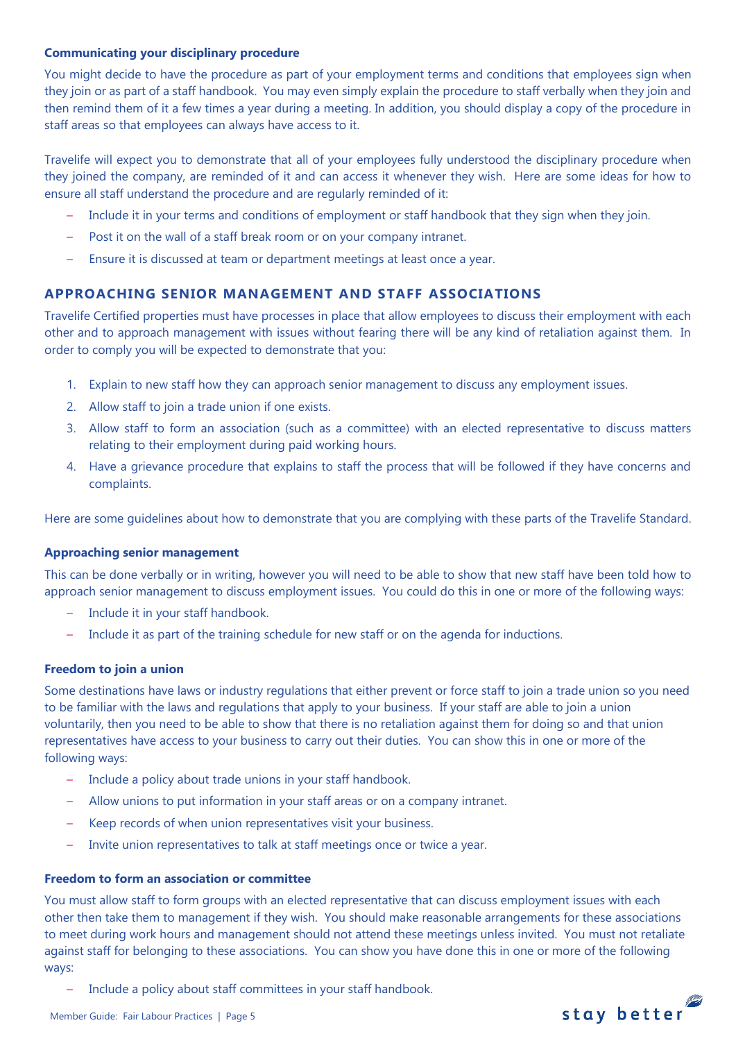### Communicating your disciplinary procedure

You might decide to have the procedure as part of your employment terms and conditions that employees sign when they join or as part of a staff handbook. You may even simply explain the procedure to staff verbally when they join and then remind them of it a few times a year during a meeting. In addition, you should display a copy of the procedure in staff areas so that employees can always have access to it.

Travelife will expect you to demonstrate that all of your employees fully understood the disciplinary procedure when they joined the company, are reminded of it and can access it whenever they wish. Here are some ideas for how to ensure all staff understand the procedure and are regularly reminded of it:

- Include it in your terms and conditions of employment or staff handbook that they sign when they join.
- Post it on the wall of a staff break room or on your company intranet.
- Ensure it is discussed at team or department meetings at least once a year.

## APPROACHING SENIOR MANAGEMENT AND STAFF ASSOCIATIONS

Travelife Certified properties must have processes in place that allow employees to discuss their employment with each other and to approach management with issues without fearing there will be any kind of retaliation against them. In order to comply you will be expected to demonstrate that you:

1. Explain to new staff how they can approach senior management to discuss any employment issues.
2. Allow staff to join a trade union if one exists.
3. Allow staff to form an association (such as a committee) with an elected representative to discuss matters relating to their employment during paid working hours.
4. Have a grievance procedure that explains to staff the process that will be followed if they have concerns and complaints.

Here are some guidelines about how to demonstrate that you are complying with these parts of the Travelife Standard.

### Approaching senior management

This can be done verbally or in writing, however you will need to be able to show that new staff have been told how to approach senior management to discuss employment issues. You could do this in one or more of the following ways:

- Include it in your staff handbook.
- Include it as part of the training schedule for new staff or on the agenda for inductions.

### Freedom to join a union

Some destinations have laws or industry regulations that either prevent or force staff to join a trade union so you need to be familiar with the laws and regulations that apply to your business. If your staff are able to join a union voluntarily, then you need to be able to show that there is no retaliation against them for doing so and that union representatives have access to your business to carry out their duties. You can show this in one or more of the following ways:

- Include a policy about trade unions in your staff handbook.
- Allow unions to put information in your staff areas or on a company intranet.
- Keep records of when union representatives visit your business.
- Invite union representatives to talk at staff meetings once or twice a year.

### Freedom to form an association or committee

You must allow staff to form groups with an elected representative that can discuss employment issues with each other then take them to management if they wish. You should make reasonable arrangements for these associations to meet during work hours and management should not attend these meetings unless invited. You must not retaliate against staff for belonging to these associations. You can show you have done this in one or more of the following ways:

- Include a policy about staff committees in your staff handbook.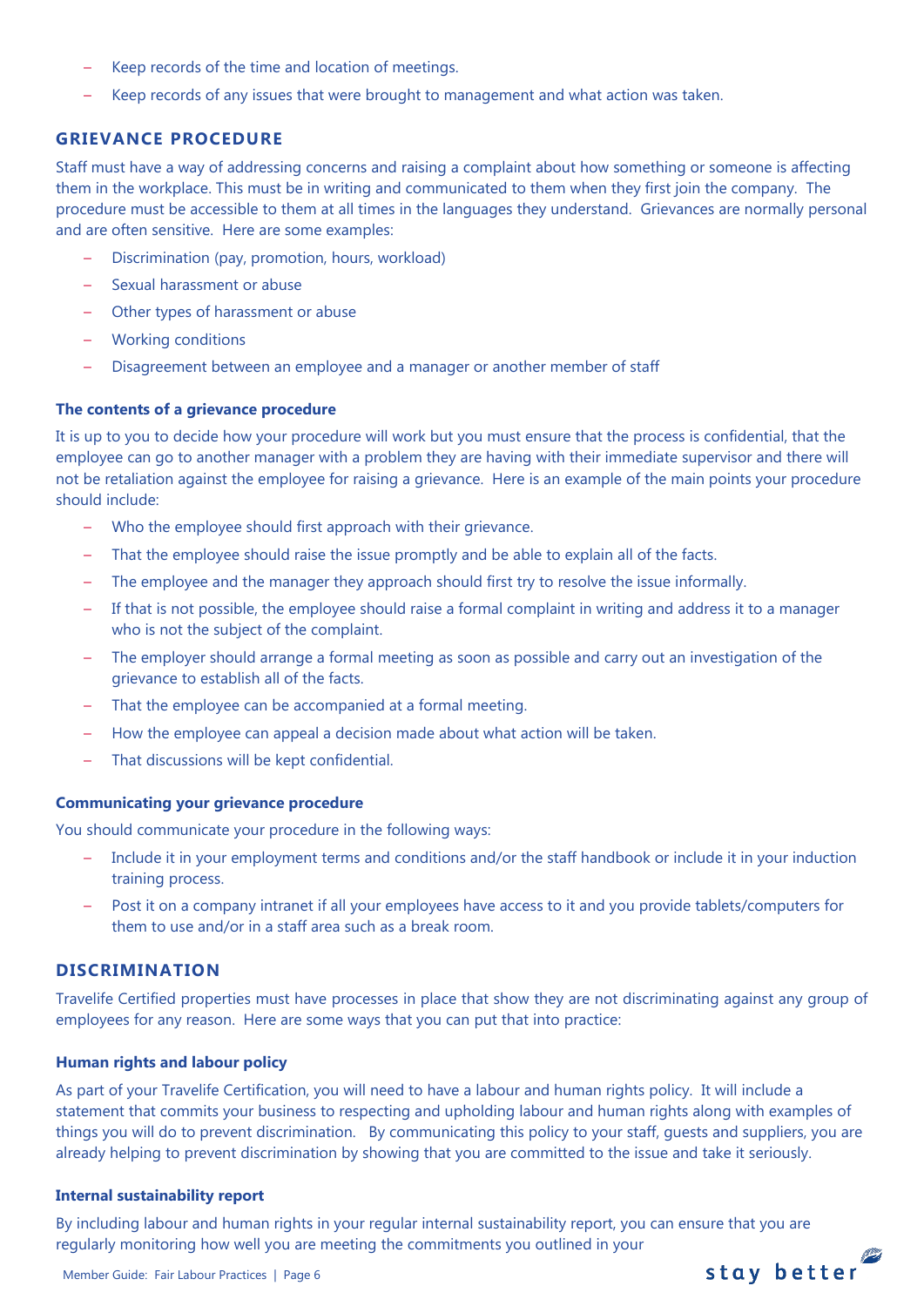- Keep records of the time and location of meetings.
- Keep records of any issues that were brought to management and what action was taken.

## GRIEVANCE PROCEDURE

Staff must have a way of addressing concerns and raising a complaint about how something or someone is affecting them in the workplace. This must be in writing and communicated to them when they first join the company. The procedure must be accessible to them at all times in the languages they understand. Grievances are normally personal and are often sensitive. Here are some examples:

- Discrimination (pay, promotion, hours, workload)
- Sexual harassment or abuse
- Other types of harassment or abuse
- Working conditions
- Disagreement between an employee and a manager or another member of staff

### The contents of a grievance procedure

It is up to you to decide how your procedure will work but you must ensure that the process is confidential, that the employee can go to another manager with a problem they are having with their immediate supervisor and there will not be retaliation against the employee for raising a grievance. Here is an example of the main points your procedure should include:

- Who the employee should first approach with their grievance.
- That the employee should raise the issue promptly and be able to explain all of the facts.
- The employee and the manager they approach should first try to resolve the issue informally.
- If that is not possible, the employee should raise a formal complaint in writing and address it to a manager who is not the subject of the complaint.
- The employer should arrange a formal meeting as soon as possible and carry out an investigation of the grievance to establish all of the facts.
- That the employee can be accompanied at a formal meeting.
- How the employee can appeal a decision made about what action will be taken.
- That discussions will be kept confidential.

### Communicating your grievance procedure

You should communicate your procedure in the following ways:

- Include it in your employment terms and conditions and/or the staff handbook or include it in your induction training process.
- Post it on a company intranet if all your employees have access to it and you provide tablets/computers for them to use and/or in a staff area such as a break room.

## DISCRIMINATION

Travelife Certified properties must have processes in place that show they are not discriminating against any group of employees for any reason. Here are some ways that you can put that into practice:

### Human rights and labour policy

As part of your Travelife Certification, you will need to have a labour and human rights policy. It will include a statement that commits your business to respecting and upholding labour and human rights along with examples of things you will do to prevent discrimination. By communicating this policy to your staff, guests and suppliers, you are already helping to prevent discrimination by showing that you are committed to the issue and take it seriously.

### Internal sustainability report

By including labour and human rights in your regular internal sustainability report, you can ensure that you are regularly monitoring how well you are meeting the commitments you outlined in your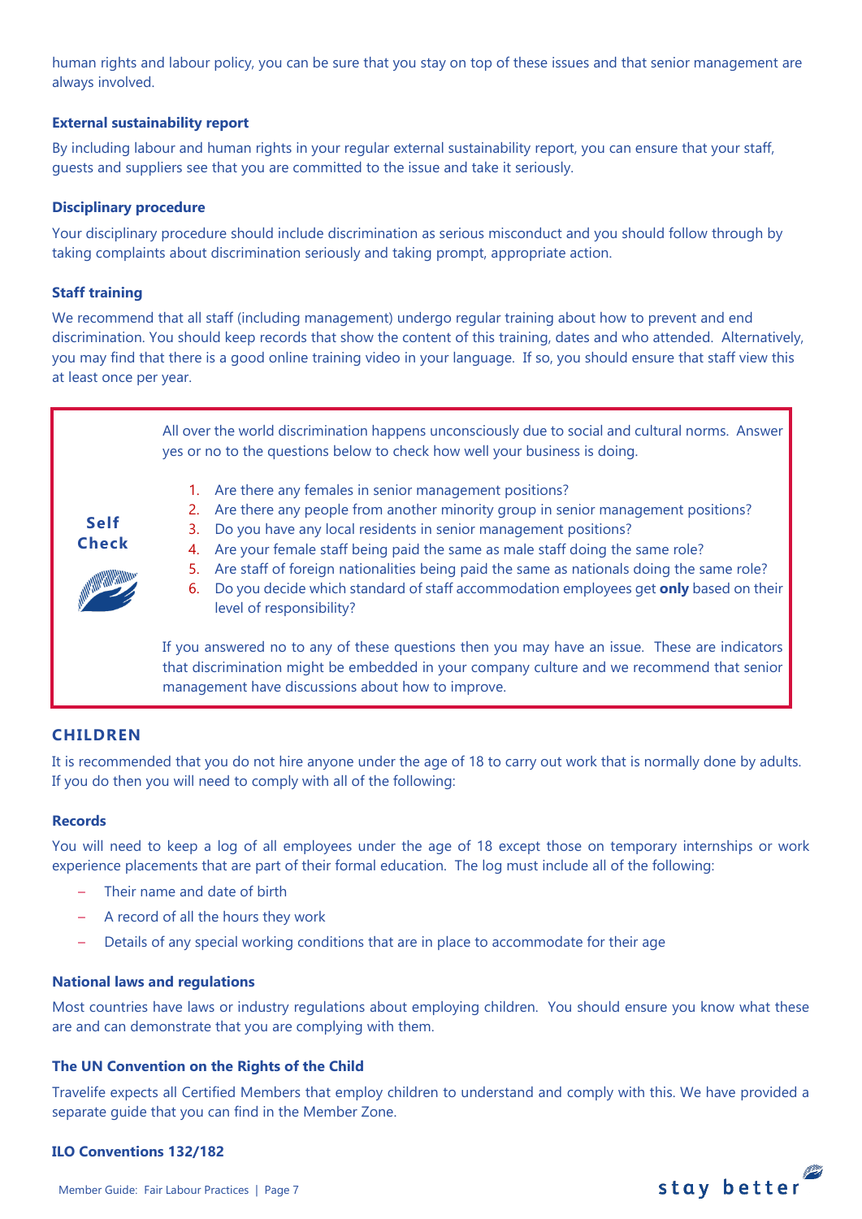human rights and labour policy, you can be sure that you stay on top of these issues and that senior management are always involved.

### External sustainability report

By including labour and human rights in your regular external sustainability report, you can ensure that your staff, guests and suppliers see that you are committed to the issue and take it seriously.

### Disciplinary procedure

Your disciplinary procedure should include discrimination as serious misconduct and you should follow through by taking complaints about discrimination seriously and taking prompt, appropriate action.

### Staff training

We recommend that all staff (including management) undergo regular training about how to prevent and end discrimination. You should keep records that show the content of this training, dates and who attended. Alternatively, you may find that there is a good online training video in your language. If so, you should ensure that staff view this at least once per year.

**Self Check**

All over the world discrimination happens unconsciously due to social and cultural norms. Answer yes or no to the questions below to check how well your business is doing.

1. Are there any females in senior management positions?
2. Are there any people from another minority group in senior management positions?
3. Do you have any local residents in senior management positions?
4. Are your female staff being paid the same as male staff doing the same role?
5. Are staff of foreign nationalities being paid the same as nationals doing the same role?
6. Do you decide which standard of staff accommodation employees get **only** based on their level of responsibility?

If you answered no to any of these questions then you may have an issue. These are indicators that discrimination might be embedded in your company culture and we recommend that senior management have discussions about how to improve.

## CHILDREN

It is recommended that you do not hire anyone under the age of 18 to carry out work that is normally done by adults. If you do then you will need to comply with all of the following:

### Records

You will need to keep a log of all employees under the age of 18 except those on temporary internships or work experience placements that are part of their formal education. The log must include all of the following:

- Their name and date of birth
- A record of all the hours they work
- Details of any special working conditions that are in place to accommodate for their age

### National laws and regulations

Most countries have laws or industry regulations about employing children. You should ensure you know what these are and can demonstrate that you are complying with them.

### The UN Convention on the Rights of the Child

Travelife expects all Certified Members that employ children to understand and comply with this. We have provided a separate guide that you can find in the Member Zone.

### ILO Conventions 132/182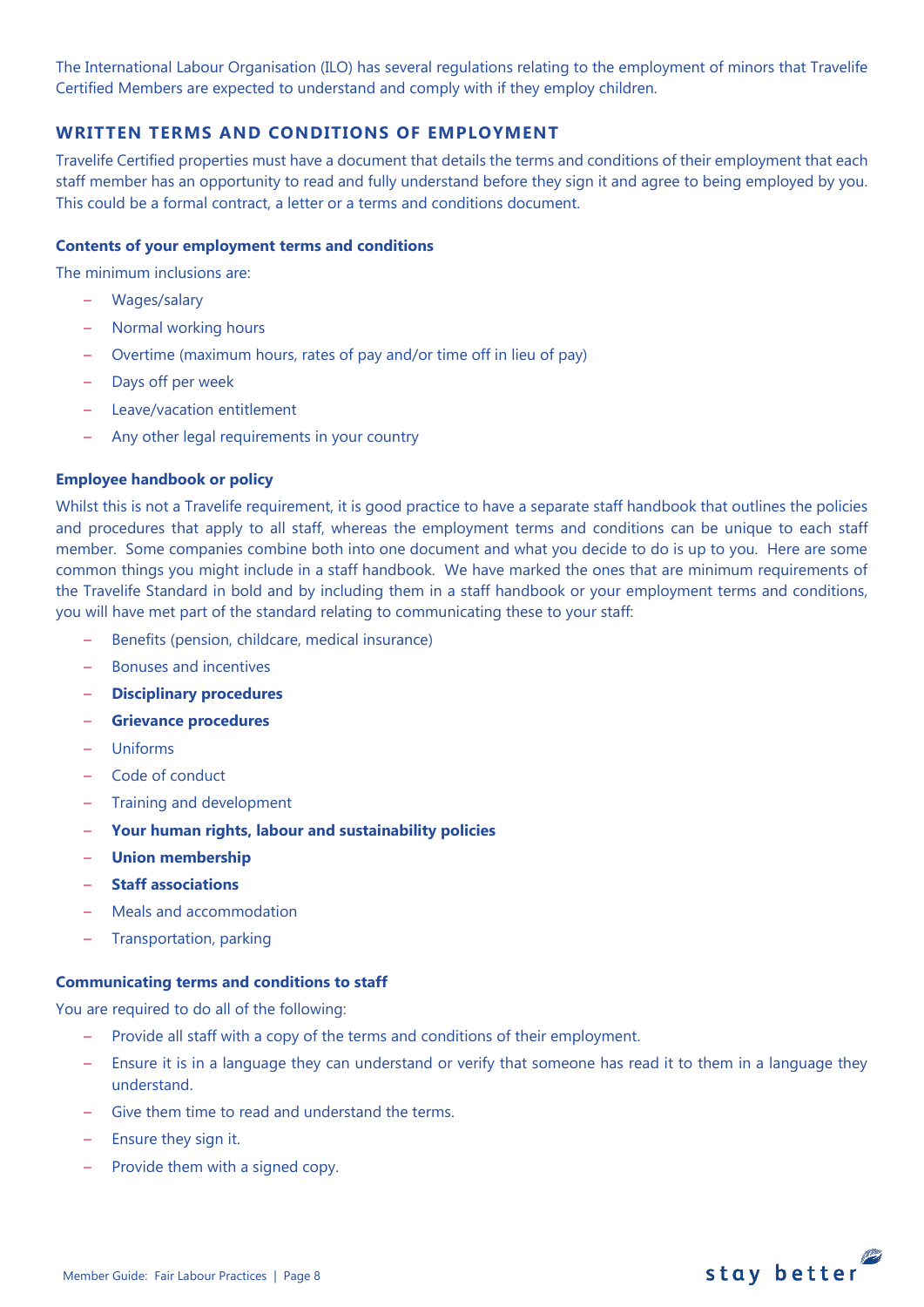The International Labour Organisation (ILO) has several regulations relating to the employment of minors that Travelife Certified Members are expected to understand and comply with if they employ children.

## WRITTEN TERMS AND CONDITIONS OF EMPLOYMENT

Travelife Certified properties must have a document that details the terms and conditions of their employment that each staff member has an opportunity to read and fully understand before they sign it and agree to being employed by you. This could be a formal contract, a letter or a terms and conditions document.

### Contents of your employment terms and conditions

The minimum inclusions are:

- Wages/salary
- Normal working hours
- Overtime (maximum hours, rates of pay and/or time off in lieu of pay)
- Days off per week
- Leave/vacation entitlement
- Any other legal requirements in your country

### Employee handbook or policy

Whilst this is not a Travelife requirement, it is good practice to have a separate staff handbook that outlines the policies and procedures that apply to all staff, whereas the employment terms and conditions can be unique to each staff member. Some companies combine both into one document and what you decide to do is up to you. Here are some common things you might include in a staff handbook. We have marked the ones that are minimum requirements of the Travelife Standard in bold and by including them in a staff handbook or your employment terms and conditions, you will have met part of the standard relating to communicating these to your staff:

- Benefits (pension, childcare, medical insurance)
- Bonuses and incentives
- **Disciplinary procedures**
- **Grievance procedures**
- Uniforms
- Code of conduct
- Training and development
- **Your human rights, labour and sustainability policies**
- **Union membership**
- **Staff associations**
- Meals and accommodation
- Transportation, parking

### Communicating terms and conditions to staff

You are required to do all of the following:

- Provide all staff with a copy of the terms and conditions of their employment.
- Ensure it is in a language they can understand or verify that someone has read it to them in a language they understand.
- Give them time to read and understand the terms.
- Ensure they sign it.
- Provide them with a signed copy.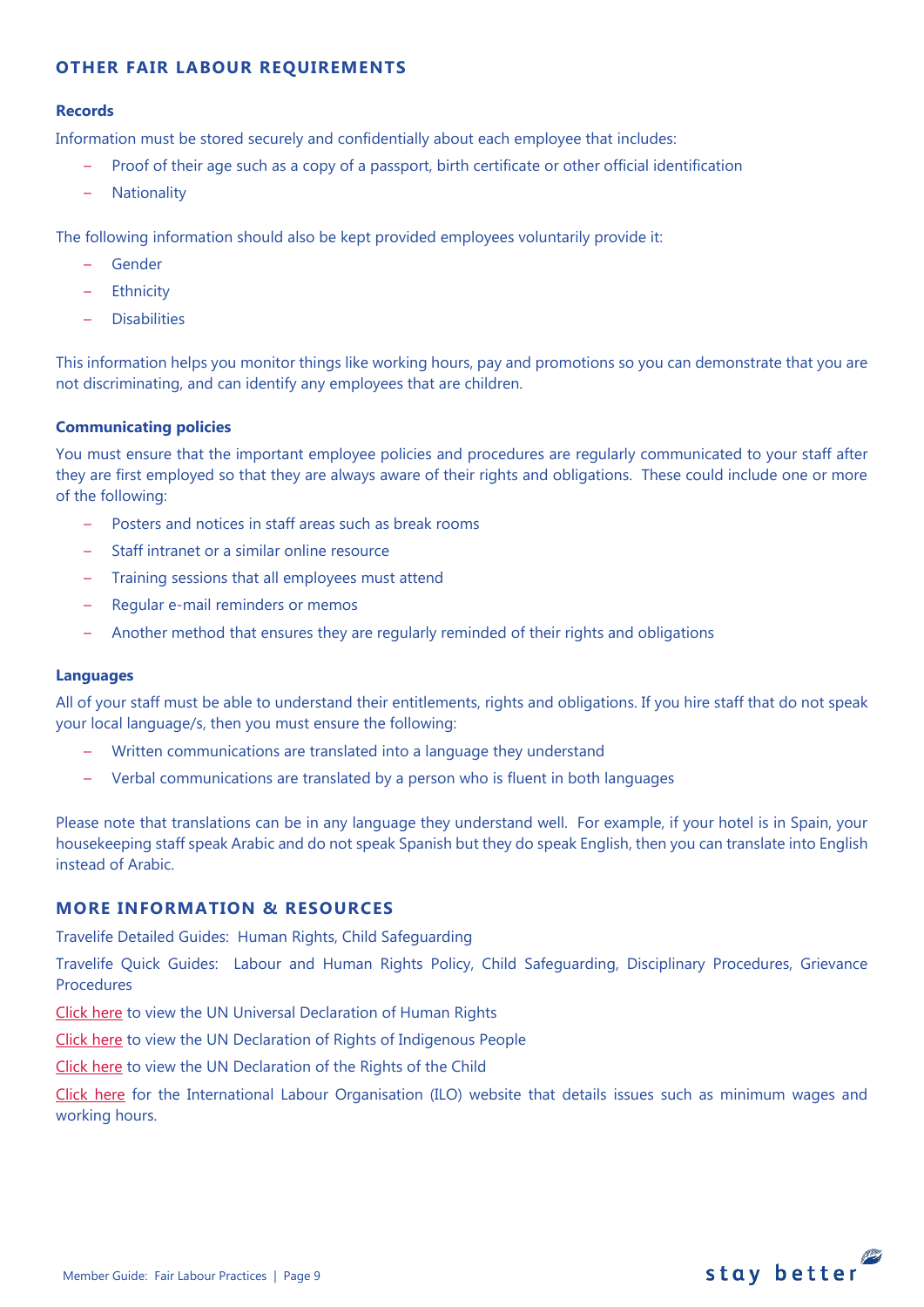## OTHER FAIR LABOUR REQUIREMENTS

### Records

Information must be stored securely and confidentially about each employee that includes:

- Proof of their age such as a copy of a passport, birth certificate or other official identification
- Nationality

The following information should also be kept provided employees voluntarily provide it:

- Gender
- Ethnicity
- Disabilities

This information helps you monitor things like working hours, pay and promotions so you can demonstrate that you are not discriminating, and can identify any employees that are children.

### Communicating policies

You must ensure that the important employee policies and procedures are regularly communicated to your staff after they are first employed so that they are always aware of their rights and obligations. These could include one or more of the following:

- Posters and notices in staff areas such as break rooms
- Staff intranet or a similar online resource
- Training sessions that all employees must attend
- Regular e-mail reminders or memos
- Another method that ensures they are regularly reminded of their rights and obligations

### Languages

All of your staff must be able to understand their entitlements, rights and obligations. If you hire staff that do not speak your local language/s, then you must ensure the following:

- Written communications are translated into a language they understand
- Verbal communications are translated by a person who is fluent in both languages

Please note that translations can be in any language they understand well. For example, if your hotel is in Spain, your housekeeping staff speak Arabic and do not speak Spanish but they do speak English, then you can translate into English instead of Arabic.

## MORE INFORMATION & RESOURCES

Travelife Detailed Guides: Human Rights, Child Safeguarding

Travelife Quick Guides: Labour and Human Rights Policy, Child Safeguarding, Disciplinary Procedures, Grievance Procedures

Click here to view the UN Universal Declaration of Human Rights

Click here to view the UN Declaration of Rights of Indigenous People

Click here to view the UN Declaration of the Rights of the Child

Click here for the International Labour Organisation (ILO) website that details issues such as minimum wages and working hours.